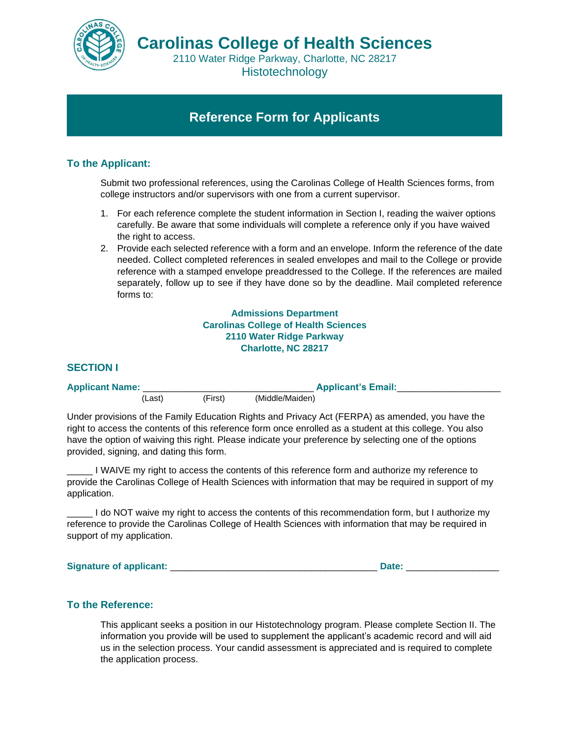# Carolinas College of Health Sciences

2110 Water Ridge Parkway, Charlotte, NC 28217

Histotechnology

## Reference Form for Applicants

### To the Applicant:

Submit two professional references, using the Carolinas College of Health Sciences forms, from college instructors and/or supervisors with one from a current supervisor.

1. For each reference complete the student information in Section I, reading the waiver options carefully. Be aware that some individuals will complete a reference only if you have waived the right to access.
2. Provide each selected reference with a form and an envelope. Inform the reference of the date needed. Collect completed references in sealed envelopes and mail to the College or provide reference with a stamped envelope preaddressed to the College. If the references are mailed separately, follow up to see if they have done so by the deadline. Mail completed reference forms to:

**Admissions Department**
**Carolinas College of Health Sciences**
**2110 Water Ridge Parkway**
**Charlotte, NC 28217**

### SECTION I

**Applicant Name:** ________________________________ **Applicant's Email:**___________________
(Last) (First) (Middle/Maiden)

Under provisions of the Family Education Rights and Privacy Act (FERPA) as amended, you have the right to access the contents of this reference form once enrolled as a student at this college. You also have the option of waiving this right. Please indicate your preference by selecting one of the options provided, signing, and dating this form.

_____ I WAIVE my right to access the contents of this reference form and authorize my reference to provide the Carolinas College of Health Sciences with information that may be required in support of my application.

_____ I do NOT waive my right to access the contents of this recommendation form, but I authorize my reference to provide the Carolinas College of Health Sciences with information that may be required in support of my application.

**Signature of applicant:** _______________________________________ **Date:** _________________

### To the Reference:

This applicant seeks a position in our Histotechnology program. Please complete Section II. The information you provide will be used to supplement the applicant's academic record and will aid us in the selection process. Your candid assessment is appreciated and is required to complete the application process.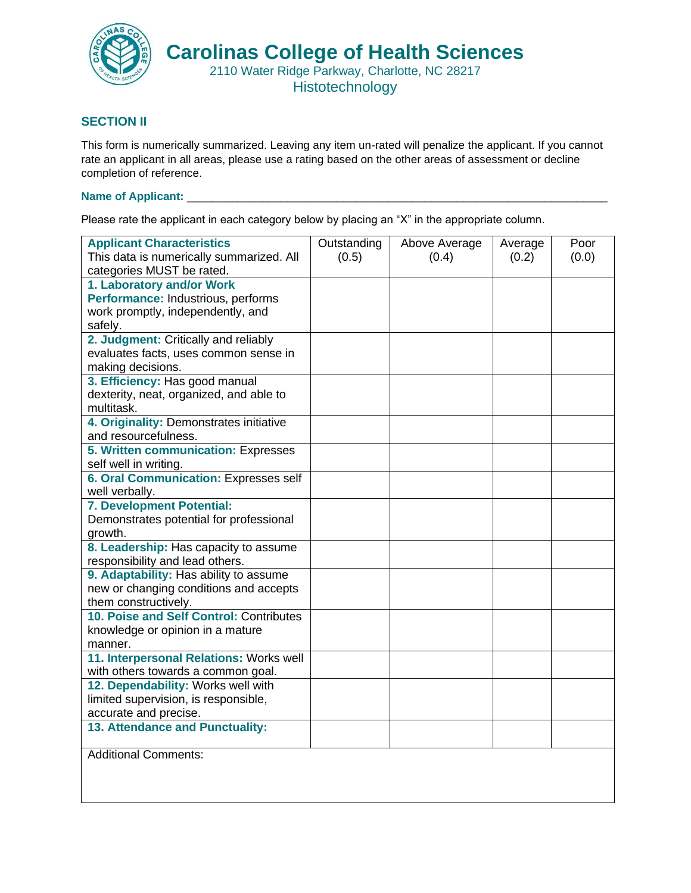# Carolinas College of Health Sciences

2110 Water Ridge Parkway, Charlotte, NC 28217

Histotechnology

## SECTION II

This form is numerically summarized. Leaving any item un-rated will penalize the applicant. If you cannot rate an applicant in all areas, please use a rating based on the other areas of assessment or decline completion of reference.

**Name of Applicant:** ______________________________________________________________________

Please rate the applicant in each category below by placing an "X" in the appropriate column.

| **Applicant Characteristics** This data is numerically summarized. All categories MUST be rated. | Outstanding (0.5) | Above Average (0.4) | Average (0.2) | Poor (0.0) |
|---|---|---|---|---|
| **1. Laboratory and/or Work Performance:** Industrious, performs work promptly, independently, and safely. | | | | |
| **2. Judgment:** Critically and reliably evaluates facts, uses common sense in making decisions. | | | | |
| **3. Efficiency:** Has good manual dexterity, neat, organized, and able to multitask. | | | | |
| **4. Originality:** Demonstrates initiative and resourcefulness. | | | | |
| **5. Written communication:** Expresses self well in writing. | | | | |
| **6. Oral Communication:** Expresses self well verbally. | | | | |
| **7. Development Potential:** Demonstrates potential for professional growth. | | | | |
| **8. Leadership:** Has capacity to assume responsibility and lead others. | | | | |
| **9. Adaptability:** Has ability to assume new or changing conditions and accepts them constructively. | | | | |
| **10. Poise and Self Control:** Contributes knowledge or opinion in a mature manner. | | | | |
| **11. Interpersonal Relations:** Works well with others towards a common goal. | | | | |
| **12. Dependability:** Works well with limited supervision, is responsible, accurate and precise. | | | | |
| **13. Attendance and Punctuality:** | | | | |
| Additional Comments: | | | | |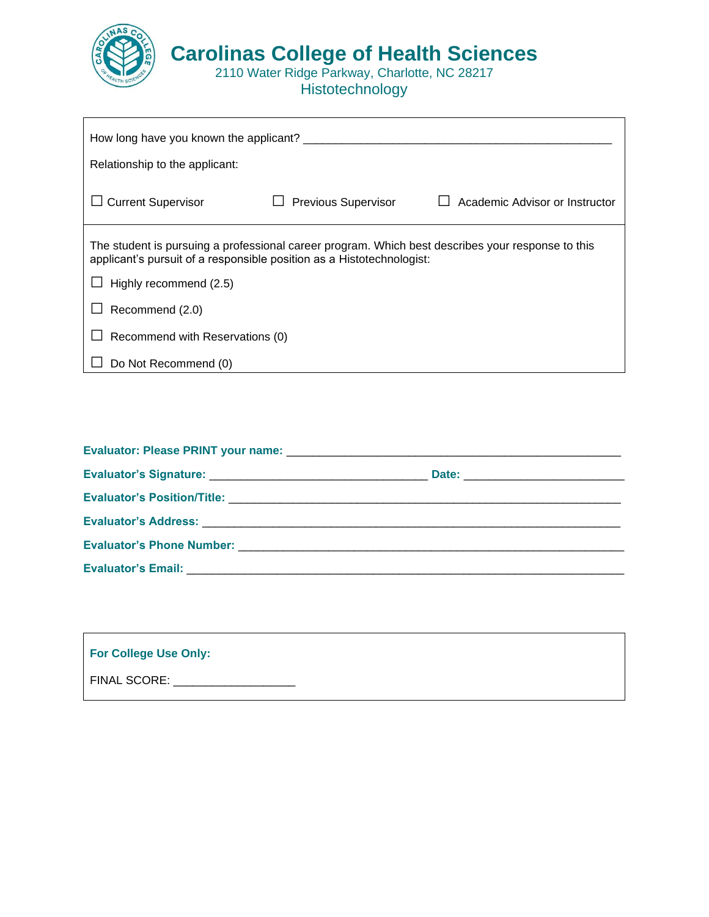# Carolinas College of Health Sciences

2110 Water Ridge Parkway, Charlotte, NC 28217

Histotechnology

How long have you known the applicant? ________________________________________________

Relationship to the applicant:

☐ Current Supervisor ☐ Previous Supervisor ☐ Academic Advisor or Instructor

The student is pursuing a professional career program. Which best describes your response to this applicant's pursuit of a responsible position as a Histotechnologist:

☐ Highly recommend (2.5)

☐ Recommend (2.0)

☐ Recommend with Reservations (0)

☐ Do Not Recommend (0)

**Evaluator: Please PRINT your name:** ____________________________________________________

**Evaluator's Signature:** _________________________________ **Date:** ________________________

**Evaluator's Position/Title:** ___________________________________________________________

**Evaluator's Address:** _______________________________________________________________

**Evaluator's Phone Number:** __________________________________________________________

**Evaluator's Email:** _________________________________________________________________

**For College Use Only:**

FINAL SCORE: __________________